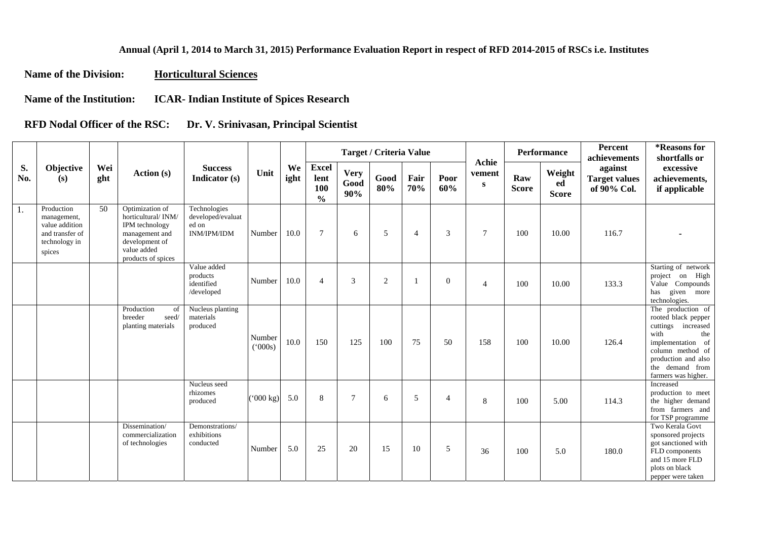**Annual (April 1, 2014 to March 31, 2015) Performance Evaluation Report in respect of RFD 2014-2015 of RSCs i.e. Institutes**

**Name of the Division:** **Horticultural Sciences**

**Name of the Institution:** **ICAR- Indian Institute of Spices Research**

**RFD Nodal Officer of the RSC:** **Dr. V. Srinivasan, Principal Scientist**

| S. No. | Objective (s) | Weight | Action (s) | Success Indicator (s) | Unit | Weight | Target / Criteria Value | | | | | Achievements | Performance | | Percent achievements against Target values of 90% Col. | *Reasons for shortfalls or excessive achievements, if applicable |
|---|---|---|---|---|---|---|---|---|---|---|---|---|---|---|---|---|
| | | | | | | | Excellent 100 % | Very Good 90% | Good 80% | Fair 70% | Poor 60% | | Raw Score | Weighted Score | | |
| 1. | Production management, value addition and transfer of technology in spices | 50 | Optimization of horticultural/ INM/ IPM technology management and development of value added products of spices | Technologies developed/evaluated on INM/IPM/IDM | Number | 10.0 | 7 | 6 | 5 | 4 | 3 | 7 | 100 | 10.00 | 116.7 | - |
| | | | | Value added products identified /developed | Number | 10.0 | 4 | 3 | 2 | 1 | 0 | 4 | 100 | 10.00 | 133.3 | Starting of network project on High Value Compounds has given more technologies. |
| | | | Production of breeder seed/ planting materials | Nucleus planting materials produced | Number ('000s) | 10.0 | 150 | 125 | 100 | 75 | 50 | 158 | 100 | 10.00 | 126.4 | The production of rooted black pepper cuttings increased with the implementation of column method of production and also the demand from farmers was higher. |
| | | | | Nucleus seed rhizomes produced | ('000 kg) | 5.0 | 8 | 7 | 6 | 5 | 4 | 8 | 100 | 5.00 | 114.3 | Increased production to meet the higher demand from farmers and for TSP programme |
| | | | Dissemination/ commercialization of technologies | Demonstrations/ exhibitions conducted | Number | 5.0 | 25 | 20 | 15 | 10 | 5 | 36 | 100 | 5.0 | 180.0 | Two Kerala Govt sponsored projects got sanctioned with FLD components and 15 more FLD plots on black pepper were taken |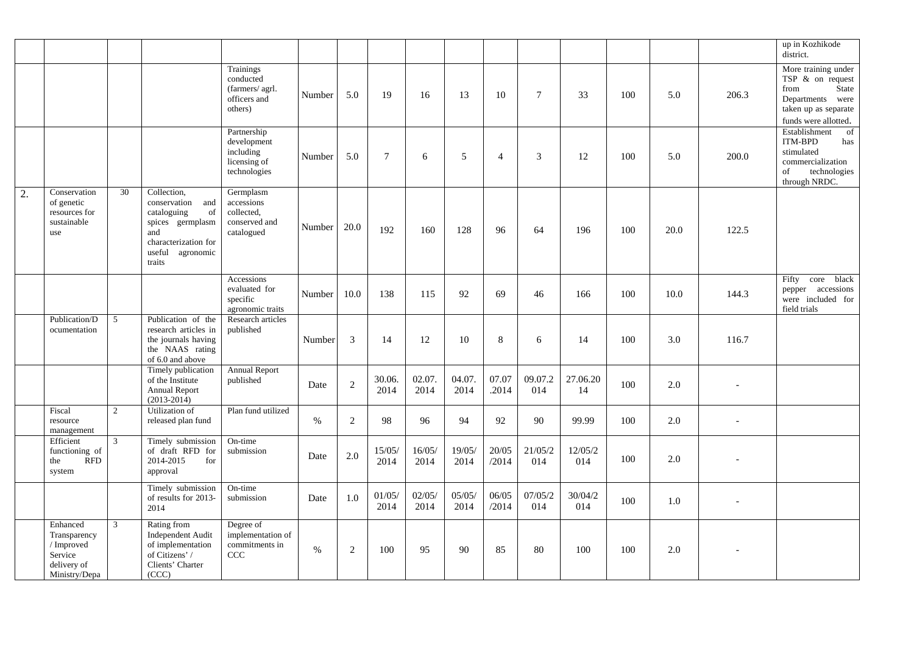| | | | | | | | | | | | | | | | |
|---|---|---|---|---|---|---|---|---|---|---|---|---|---|---|---|
| | | | | | | | | | | | | | | | up in Kozhikode district. |
| | | | | Trainings conducted (farmers/ agrl. officers and others) | Number | 5.0 | 19 | 16 | 13 | 10 | 7 | 33 | 100 | 5.0 | 206.3 | More training under TSP & on request from State Departments were taken up as separate funds were allotted. |
| | | | | Partnership development including licensing of technologies | Number | 5.0 | 7 | 6 | 5 | 4 | 3 | 12 | 100 | 5.0 | 200.0 | Establishment of ITM-BPD has stimulated commercialization of technologies through NRDC. |
| 2. | Conservation of genetic resources for sustainable use | 30 | Collection, conservation and cataloguing of spices germplasm and characterization for useful agronomic traits | Germplasm accessions collected, conserved and catalogued | Number | 20.0 | 192 | 160 | 128 | 96 | 64 | 196 | 100 | 20.0 | 122.5 | |
| | | | | Accessions evaluated for specific agronomic traits | Number | 10.0 | 138 | 115 | 92 | 69 | 46 | 166 | 100 | 10.0 | 144.3 | Fifty core black pepper accessions were included for field trials |
| | Publication/Documentation | 5 | Publication of the research articles in the journals having the NAAS rating of 6.0 and above | Research articles published | Number | 3 | 14 | 12 | 10 | 8 | 6 | 14 | 100 | 3.0 | 116.7 | |
| | | | Timely publication of the Institute Annual Report (2013-2014) | Annual Report published | Date | 2 | 30.06.2014 | 02.07.2014 | 04.07.2014 | 07.07.2014 | 09.07.2014 | 27.06.2014 | 100 | 2.0 | - | |
| | Fiscal resource management | 2 | Utilization of released plan fund | Plan fund utilized | % | 2 | 98 | 96 | 94 | 92 | 90 | 99.99 | 100 | 2.0 | - | |
| | Efficient functioning of the RFD system | 3 | Timely submission of draft RFD for 2014-2015 for approval | On-time submission | Date | 2.0 | 15/05/2014 | 16/05/2014 | 19/05/2014 | 20/05/2014 | 21/05/2014 | 12/05/2014 | 100 | 2.0 | - | |
| | | | Timely submission of results for 2013-2014 | On-time submission | Date | 1.0 | 01/05/2014 | 02/05/2014 | 05/05/2014 | 06/05/2014 | 07/05/2014 | 30/04/2014 | 100 | 1.0 | - | |
| | Enhanced Transparency / Improved Service delivery of Ministry/Depa | 3 | Rating from Independent Audit of implementation of Citizens' / Clients' Charter (CCC) | Degree of implementation of commitments in CCC | % | 2 | 100 | 95 | 90 | 85 | 80 | 100 | 100 | 2.0 | - | |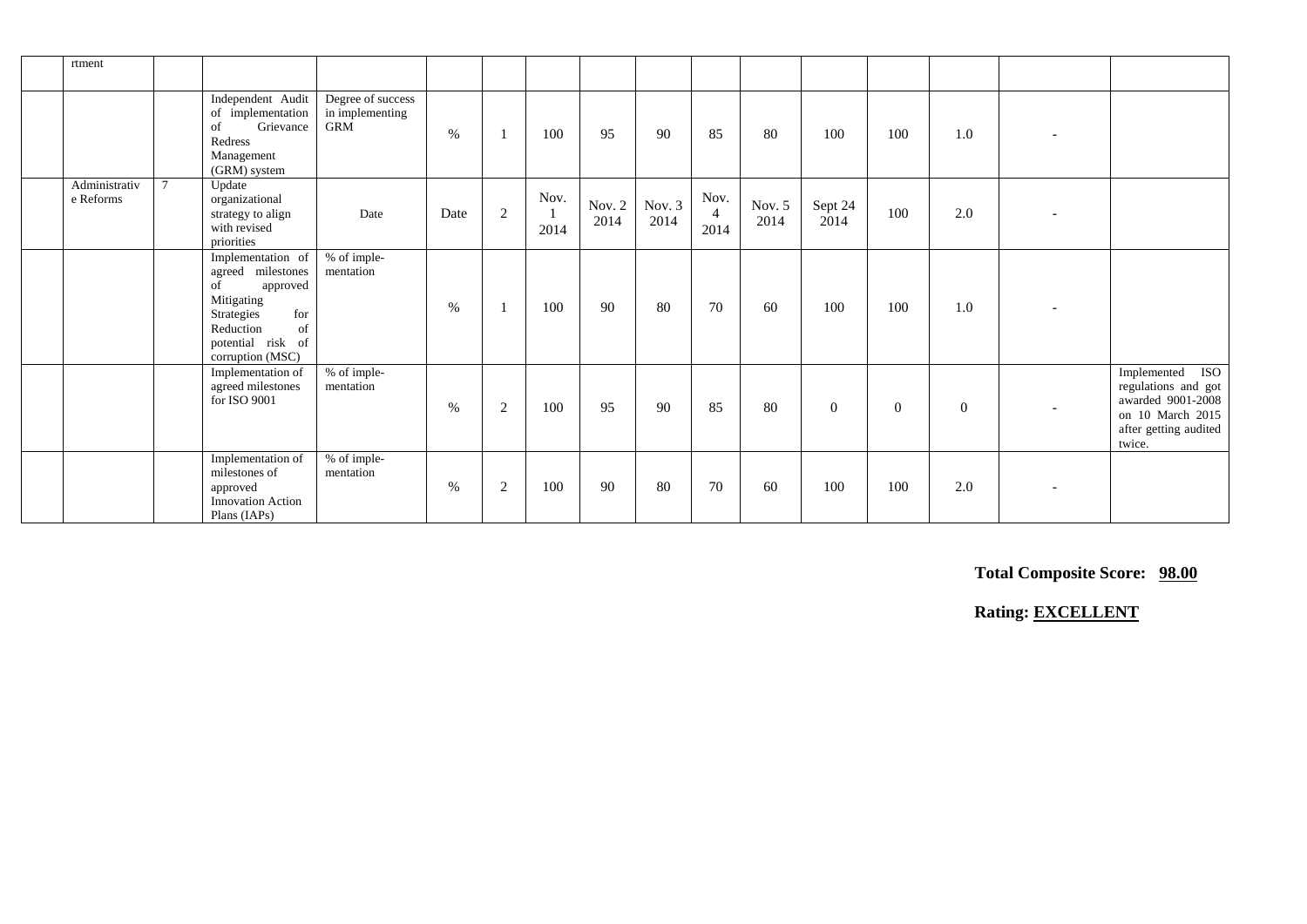|  |  |  |  |  |  |  |  |  |  |  |  |  |  |  |  |
|---|---|---|---|---|---|---|---|---|---|---|---|---|---|---|---|
|  | rtment |  |  |  |  |  |  |  |  |  |  |  |  |  |  |
|  |  |  | Independent Audit of implementation of Grievance Redress Management (GRM) system | Degree of success in implementing GRM | % | 1 | 100 | 95 | 90 | 85 | 80 | 100 | 100 | 1.0 | - |  |
|  | Administrative Reforms | 7 | Update organizational strategy to align with revised priorities | Date | Date | 2 | Nov. 1 2014 | Nov. 2 2014 | Nov. 3 2014 | Nov. 4 2014 | Nov. 5 2014 | Sept 24 2014 | 100 | 2.0 | - |  |
|  |  |  | Implementation of agreed milestones of approved Mitigating Strategies for Reduction of potential risk of corruption (MSC) | % of imple-mentation | % | 1 | 100 | 90 | 80 | 70 | 60 | 100 | 100 | 1.0 | - |  |
|  |  |  | Implementation of agreed milestones for ISO 9001 | % of imple-mentation | % | 2 | 100 | 95 | 90 | 85 | 80 | 0 | 0 | 0 | - | Implemented ISO regulations and got awarded 9001-2008 on 10 March 2015 after getting audited twice. |
|  |  |  | Implementation of milestones of approved Innovation Action Plans (IAPs) | % of imple-mentation | % | 2 | 100 | 90 | 80 | 70 | 60 | 100 | 100 | 2.0 | - |  |

**Total Composite Score: 98.00**

**Rating: EXCELLENT**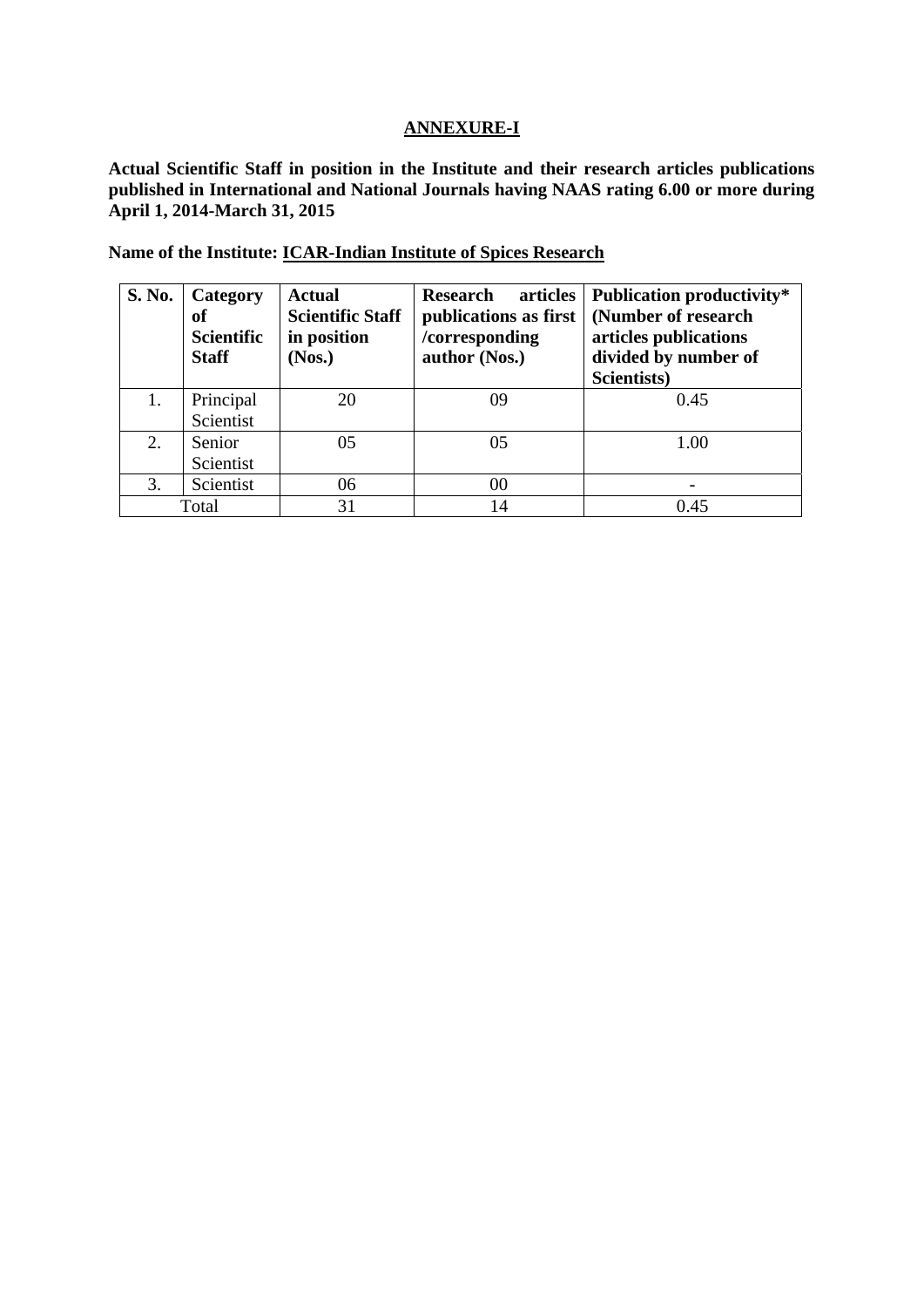## ANNEXURE-I

**Actual Scientific Staff in position in the Institute and their research articles publications published in International and National Journals having NAAS rating 6.00 or more during April 1, 2014-March 31, 2015**

**Name of the Institute: ICAR-Indian Institute of Spices Research**

| S. No. | Category of Scientific Staff | Actual Scientific Staff in position (Nos.) | Research articles publications as first /corresponding author (Nos.) | Publication productivity* (Number of research articles publications divided by number of Scientists) |
|---|---|---|---|---|
| 1. | Principal Scientist | 20 | 09 | 0.45 |
| 2. | Senior Scientist | 05 | 05 | 1.00 |
| 3. | Scientist | 06 | 00 | - |
| Total | | 31 | 14 | 0.45 |